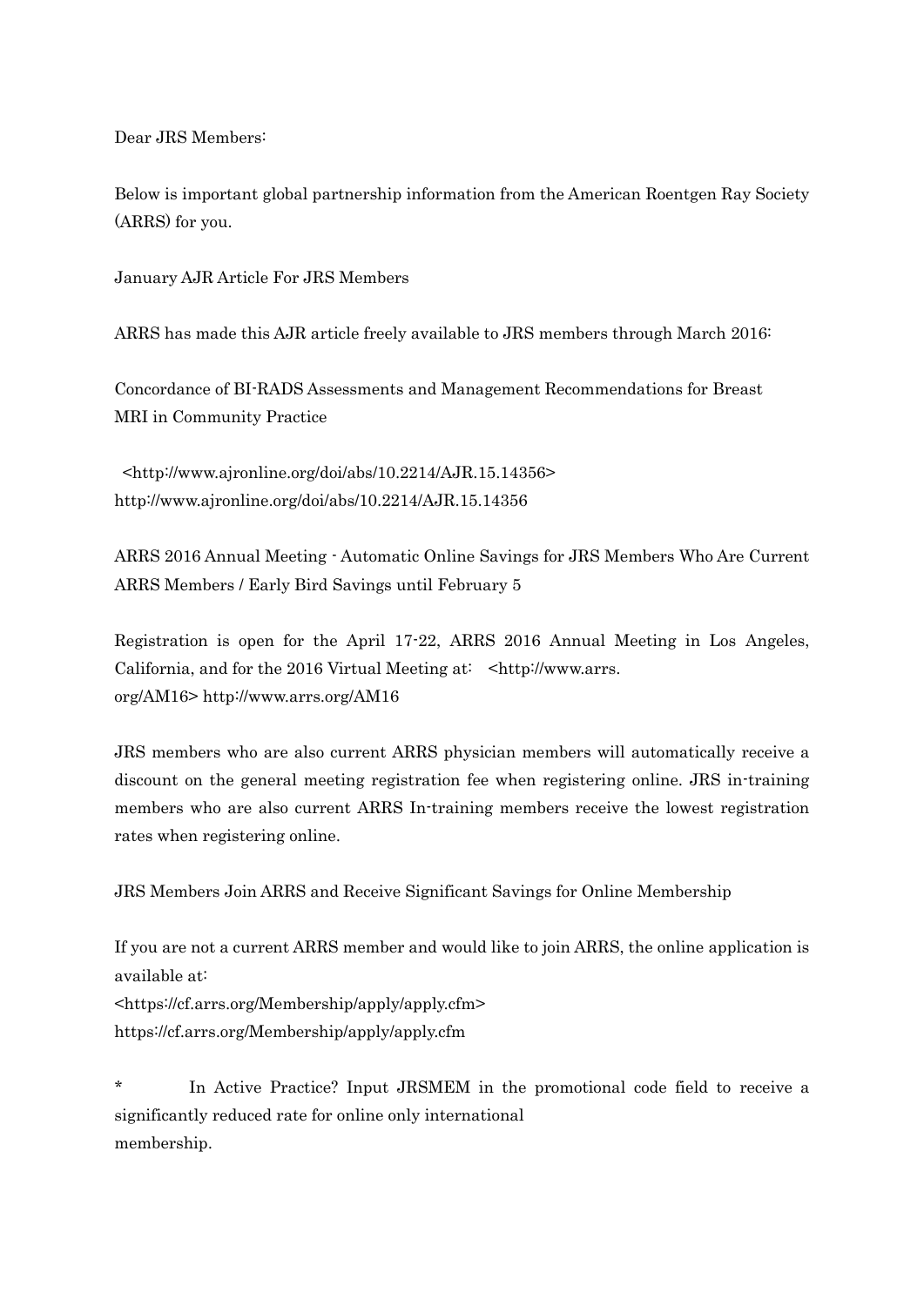Dear JRS Members:

Below is important global partnership information from the American Roentgen Ray Society (ARRS) for you.

January AJR Article For JRS Members

ARRS has made this AJR article freely available to JRS members through March 2016:

Concordance of BI-RADS Assessments and Management Recommendations for Breast MRI in Community Practice

<http://www.ajronline.org/doi/abs/10.2214/AJR.15.14356>
http://www.ajronline.org/doi/abs/10.2214/AJR.15.14356

ARRS 2016 Annual Meeting - Automatic Online Savings for JRS Members Who Are Current ARRS Members / Early Bird Savings until February 5

Registration is open for the April 17-22, ARRS 2016 Annual Meeting in Los Angeles, California, and for the 2016 Virtual Meeting at: <http://www.arrs.org/AM16> http://www.arrs.org/AM16

JRS members who are also current ARRS physician members will automatically receive a discount on the general meeting registration fee when registering online. JRS in-training members who are also current ARRS In-training members receive the lowest registration rates when registering online.

JRS Members Join ARRS and Receive Significant Savings for Online Membership

If you are not a current ARRS member and would like to join ARRS, the online application is available at:
<https://cf.arrs.org/Membership/apply/apply.cfm>
https://cf.arrs.org/Membership/apply/apply.cfm

* In Active Practice? Input JRSMEM in the promotional code field to receive a significantly reduced rate for online only international membership.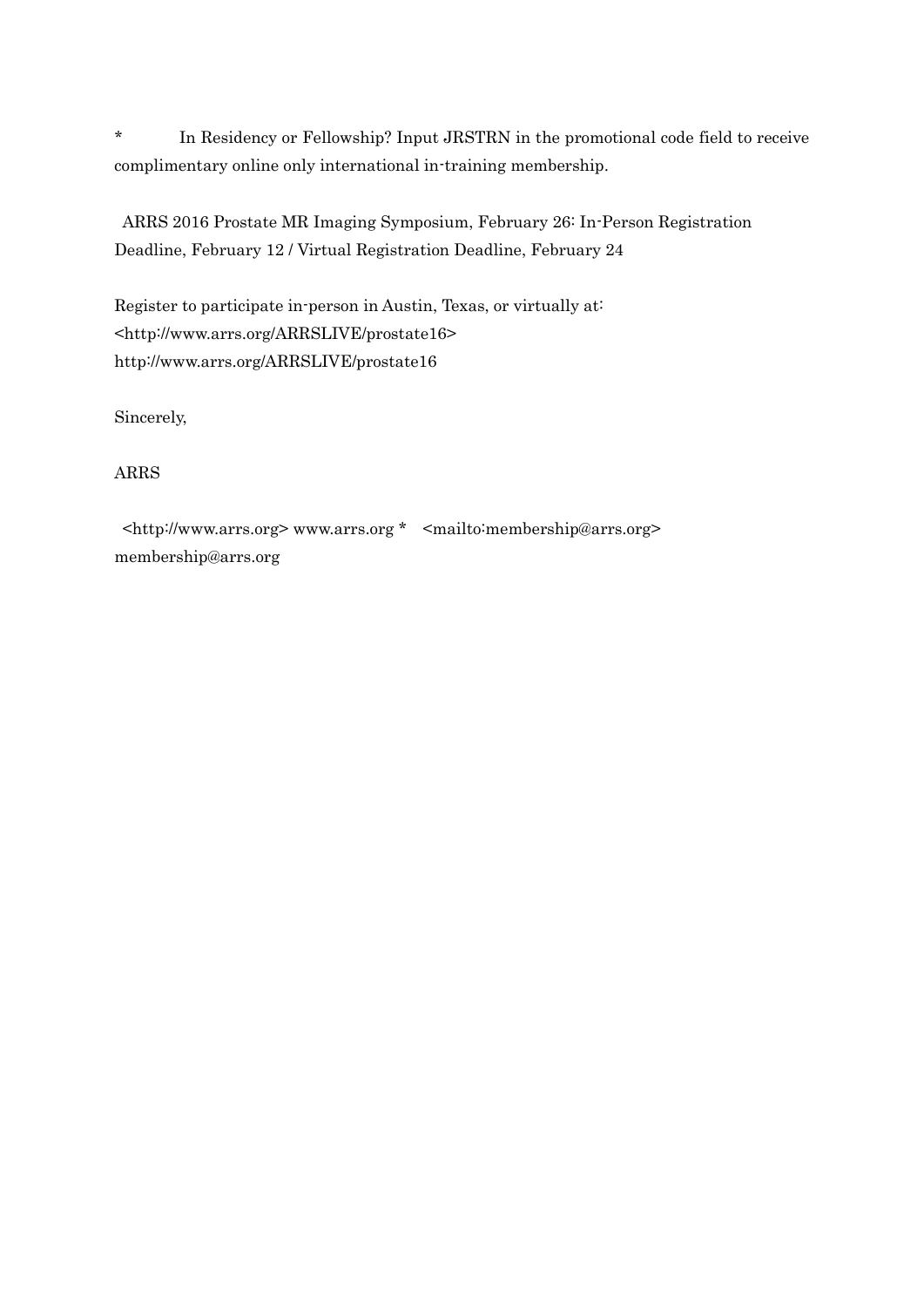* In Residency or Fellowship? Input JRSTRN in the promotional code field to receive complimentary online only international in-training membership.

ARRS 2016 Prostate MR Imaging Symposium, February 26: In-Person Registration Deadline, February 12 / Virtual Registration Deadline, February 24

Register to participate in-person in Austin, Texas, or virtually at:
<http://www.arrs.org/ARRSLIVE/prostate16>
http://www.arrs.org/ARRSLIVE/prostate16

Sincerely,

ARRS

<http://www.arrs.org> www.arrs.org * <mailto:membership@arrs.org>
membership@arrs.org